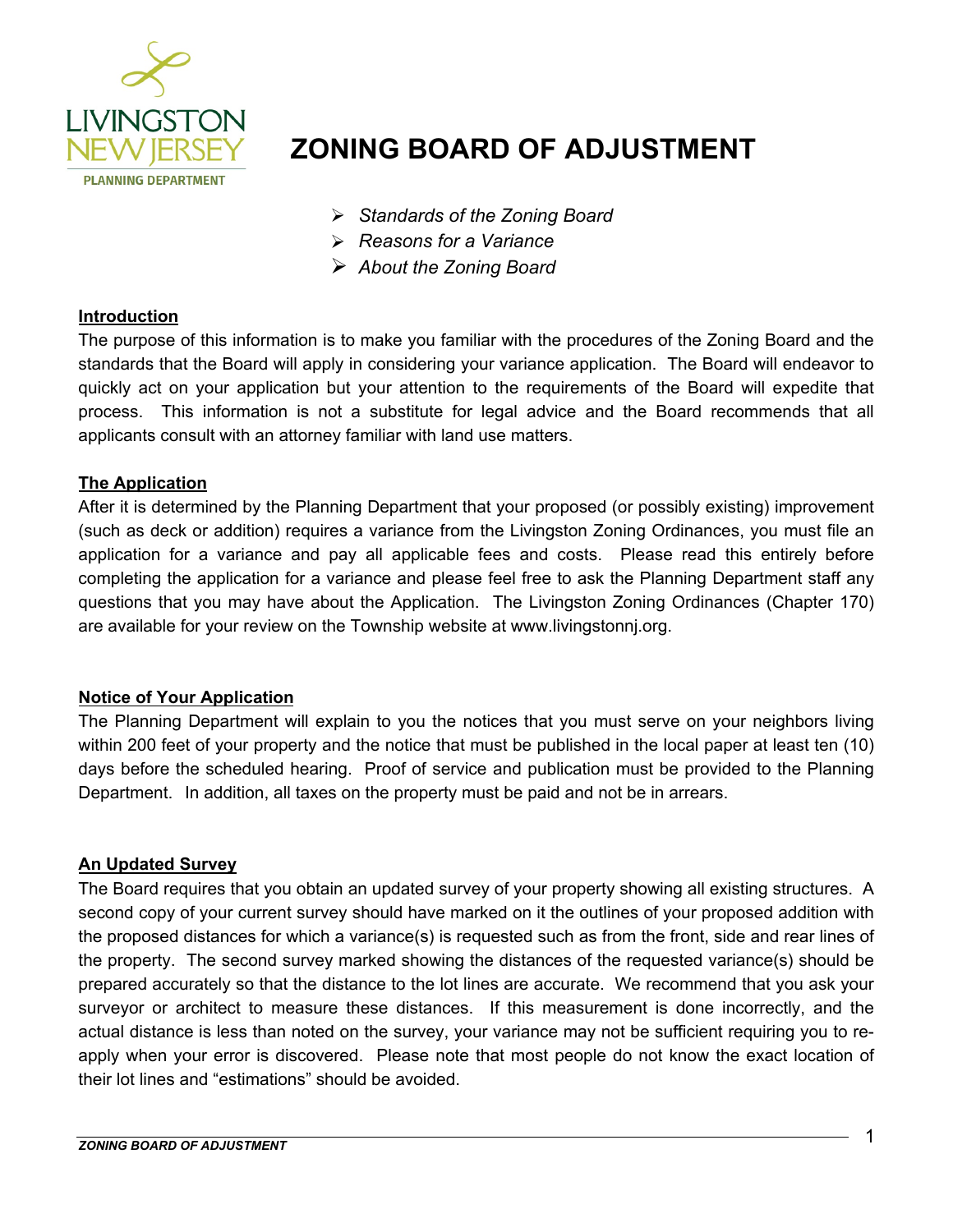LIVINGSTON NEW JERSEY

PLANNING DEPARTMENT

# ZONING BOARD OF ADJUSTMENT

- *Standards of the Zoning Board*
- *Reasons for a Variance*
- *About the Zoning Board*

**Introduction**

The purpose of this information is to make you familiar with the procedures of the Zoning Board and the standards that the Board will apply in considering your variance application. The Board will endeavor to quickly act on your application but your attention to the requirements of the Board will expedite that process. This information is not a substitute for legal advice and the Board recommends that all applicants consult with an attorney familiar with land use matters.

**The Application**

After it is determined by the Planning Department that your proposed (or possibly existing) improvement (such as deck or addition) requires a variance from the Livingston Zoning Ordinances, you must file an application for a variance and pay all applicable fees and costs. Please read this entirely before completing the application for a variance and please feel free to ask the Planning Department staff any questions that you may have about the Application. The Livingston Zoning Ordinances (Chapter 170) are available for your review on the Township website at www.livingstonnj.org.

**Notice of Your Application**

The Planning Department will explain to you the notices that you must serve on your neighbors living within 200 feet of your property and the notice that must be published in the local paper at least ten (10) days before the scheduled hearing. Proof of service and publication must be provided to the Planning Department. In addition, all taxes on the property must be paid and not be in arrears.

**An Updated Survey**

The Board requires that you obtain an updated survey of your property showing all existing structures. A second copy of your current survey should have marked on it the outlines of your proposed addition with the proposed distances for which a variance(s) is requested such as from the front, side and rear lines of the property. The second survey marked showing the distances of the requested variance(s) should be prepared accurately so that the distance to the lot lines are accurate. We recommend that you ask your surveyor or architect to measure these distances. If this measurement is done incorrectly, and the actual distance is less than noted on the survey, your variance may not be sufficient requiring you to re-apply when your error is discovered. Please note that most people do not know the exact location of their lot lines and "estimations" should be avoided.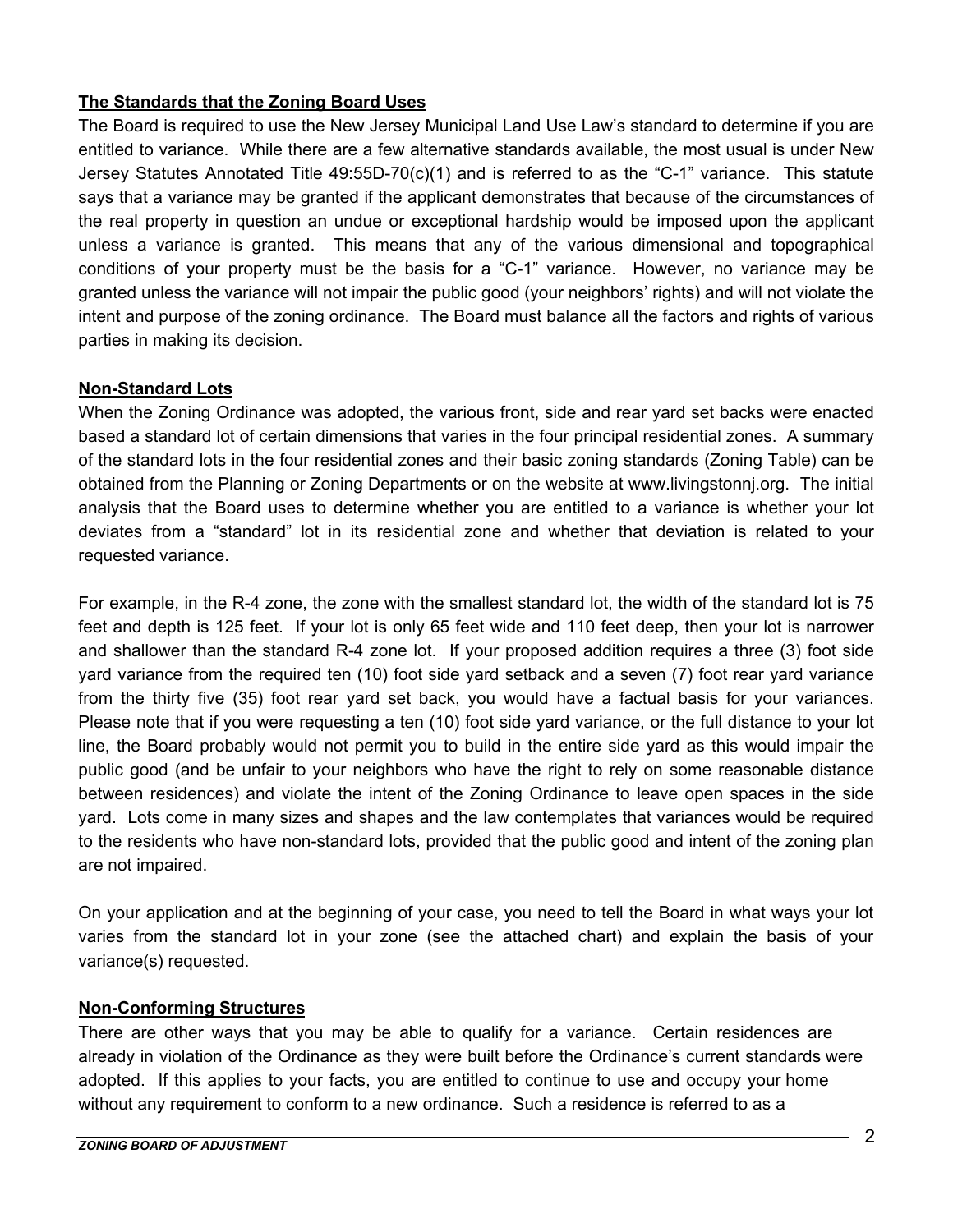**The Standards that the Zoning Board Uses**

The Board is required to use the New Jersey Municipal Land Use Law's standard to determine if you are entitled to variance. While there are a few alternative standards available, the most usual is under New Jersey Statutes Annotated Title 49:55D-70(c)(1) and is referred to as the "C-1" variance. This statute says that a variance may be granted if the applicant demonstrates that because of the circumstances of the real property in question an undue or exceptional hardship would be imposed upon the applicant unless a variance is granted. This means that any of the various dimensional and topographical conditions of your property must be the basis for a "C-1" variance. However, no variance may be granted unless the variance will not impair the public good (your neighbors' rights) and will not violate the intent and purpose of the zoning ordinance. The Board must balance all the factors and rights of various parties in making its decision.

**Non-Standard Lots**

When the Zoning Ordinance was adopted, the various front, side and rear yard set backs were enacted based a standard lot of certain dimensions that varies in the four principal residential zones. A summary of the standard lots in the four residential zones and their basic zoning standards (Zoning Table) can be obtained from the Planning or Zoning Departments or on the website at www.livingstonnj.org. The initial analysis that the Board uses to determine whether you are entitled to a variance is whether your lot deviates from a "standard" lot in its residential zone and whether that deviation is related to your requested variance.

For example, in the R-4 zone, the zone with the smallest standard lot, the width of the standard lot is 75 feet and depth is 125 feet. If your lot is only 65 feet wide and 110 feet deep, then your lot is narrower and shallower than the standard R-4 zone lot. If your proposed addition requires a three (3) foot side yard variance from the required ten (10) foot side yard setback and a seven (7) foot rear yard variance from the thirty five (35) foot rear yard set back, you would have a factual basis for your variances. Please note that if you were requesting a ten (10) foot side yard variance, or the full distance to your lot line, the Board probably would not permit you to build in the entire side yard as this would impair the public good (and be unfair to your neighbors who have the right to rely on some reasonable distance between residences) and violate the intent of the Zoning Ordinance to leave open spaces in the side yard. Lots come in many sizes and shapes and the law contemplates that variances would be required to the residents who have non-standard lots, provided that the public good and intent of the zoning plan are not impaired.

On your application and at the beginning of your case, you need to tell the Board in what ways your lot varies from the standard lot in your zone (see the attached chart) and explain the basis of your variance(s) requested.

**Non-Conforming Structures**

There are other ways that you may be able to qualify for a variance. Certain residences are already in violation of the Ordinance as they were built before the Ordinance's current standards were adopted. If this applies to your facts, you are entitled to continue to use and occupy your home without any requirement to conform to a new ordinance. Such a residence is referred to as a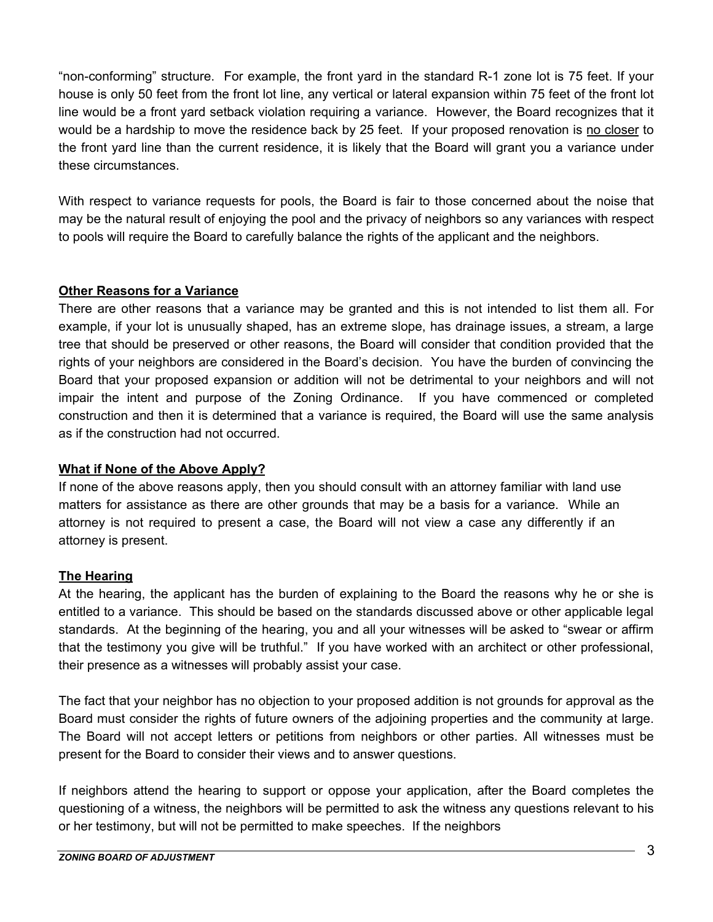"non-conforming" structure. For example, the front yard in the standard R-1 zone lot is 75 feet. If your house is only 50 feet from the front lot line, any vertical or lateral expansion within 75 feet of the front lot line would be a front yard setback violation requiring a variance. However, the Board recognizes that it would be a hardship to move the residence back by 25 feet. If your proposed renovation is <u>no closer</u> to the front yard line than the current residence, it is likely that the Board will grant you a variance under these circumstances.

With respect to variance requests for pools, the Board is fair to those concerned about the noise that may be the natural result of enjoying the pool and the privacy of neighbors so any variances with respect to pools will require the Board to carefully balance the rights of the applicant and the neighbors.

## **<u>Other Reasons for a Variance</u>**

There are other reasons that a variance may be granted and this is not intended to list them all. For example, if your lot is unusually shaped, has an extreme slope, has drainage issues, a stream, a large tree that should be preserved or other reasons, the Board will consider that condition provided that the rights of your neighbors are considered in the Board's decision. You have the burden of convincing the Board that your proposed expansion or addition will not be detrimental to your neighbors and will not impair the intent and purpose of the Zoning Ordinance. If you have commenced or completed construction and then it is determined that a variance is required, the Board will use the same analysis as if the construction had not occurred.

## **<u>What if None of the Above Apply?</u>**

If none of the above reasons apply, then you should consult with an attorney familiar with land use matters for assistance as there are other grounds that may be a basis for a variance. While an attorney is not required to present a case, the Board will not view a case any differently if an attorney is present.

## **<u>The Hearing</u>**

At the hearing, the applicant has the burden of explaining to the Board the reasons why he or she is entitled to a variance. This should be based on the standards discussed above or other applicable legal standards. At the beginning of the hearing, you and all your witnesses will be asked to "swear or affirm that the testimony you give will be truthful." If you have worked with an architect or other professional, their presence as a witnesses will probably assist your case.

The fact that your neighbor has no objection to your proposed addition is not grounds for approval as the Board must consider the rights of future owners of the adjoining properties and the community at large. The Board will not accept letters or petitions from neighbors or other parties. All witnesses must be present for the Board to consider their views and to answer questions.

If neighbors attend the hearing to support or oppose your application, after the Board completes the questioning of a witness, the neighbors will be permitted to ask the witness any questions relevant to his or her testimony, but will not be permitted to make speeches. If the neighbors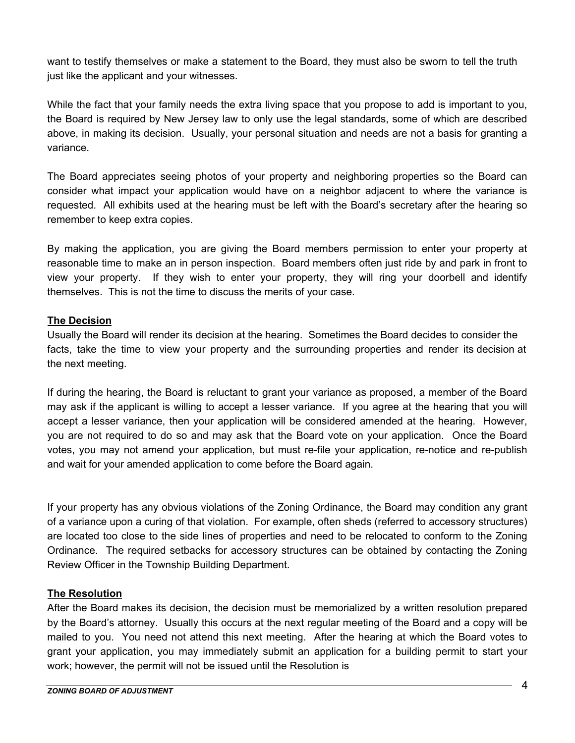want to testify themselves or make a statement to the Board, they must also be sworn to tell the truth just like the applicant and your witnesses.

While the fact that your family needs the extra living space that you propose to add is important to you, the Board is required by New Jersey law to only use the legal standards, some of which are described above, in making its decision. Usually, your personal situation and needs are not a basis for granting a variance.

The Board appreciates seeing photos of your property and neighboring properties so the Board can consider what impact your application would have on a neighbor adjacent to where the variance is requested. All exhibits used at the hearing must be left with the Board's secretary after the hearing so remember to keep extra copies.

By making the application, you are giving the Board members permission to enter your property at reasonable time to make an in person inspection. Board members often just ride by and park in front to view your property. If they wish to enter your property, they will ring your doorbell and identify themselves. This is not the time to discuss the merits of your case.

## The Decision

Usually the Board will render its decision at the hearing. Sometimes the Board decides to consider the facts, take the time to view your property and the surrounding properties and render its decision at the next meeting.

If during the hearing, the Board is reluctant to grant your variance as proposed, a member of the Board may ask if the applicant is willing to accept a lesser variance. If you agree at the hearing that you will accept a lesser variance, then your application will be considered amended at the hearing. However, you are not required to do so and may ask that the Board vote on your application. Once the Board votes, you may not amend your application, but must re-file your application, re-notice and re-publish and wait for your amended application to come before the Board again.

If your property has any obvious violations of the Zoning Ordinance, the Board may condition any grant of a variance upon a curing of that violation. For example, often sheds (referred to accessory structures) are located too close to the side lines of properties and need to be relocated to conform to the Zoning Ordinance. The required setbacks for accessory structures can be obtained by contacting the Zoning Review Officer in the Township Building Department.

## The Resolution

After the Board makes its decision, the decision must be memorialized by a written resolution prepared by the Board's attorney. Usually this occurs at the next regular meeting of the Board and a copy will be mailed to you. You need not attend this next meeting. After the hearing at which the Board votes to grant your application, you may immediately submit an application for a building permit to start your work; however, the permit will not be issued until the Resolution is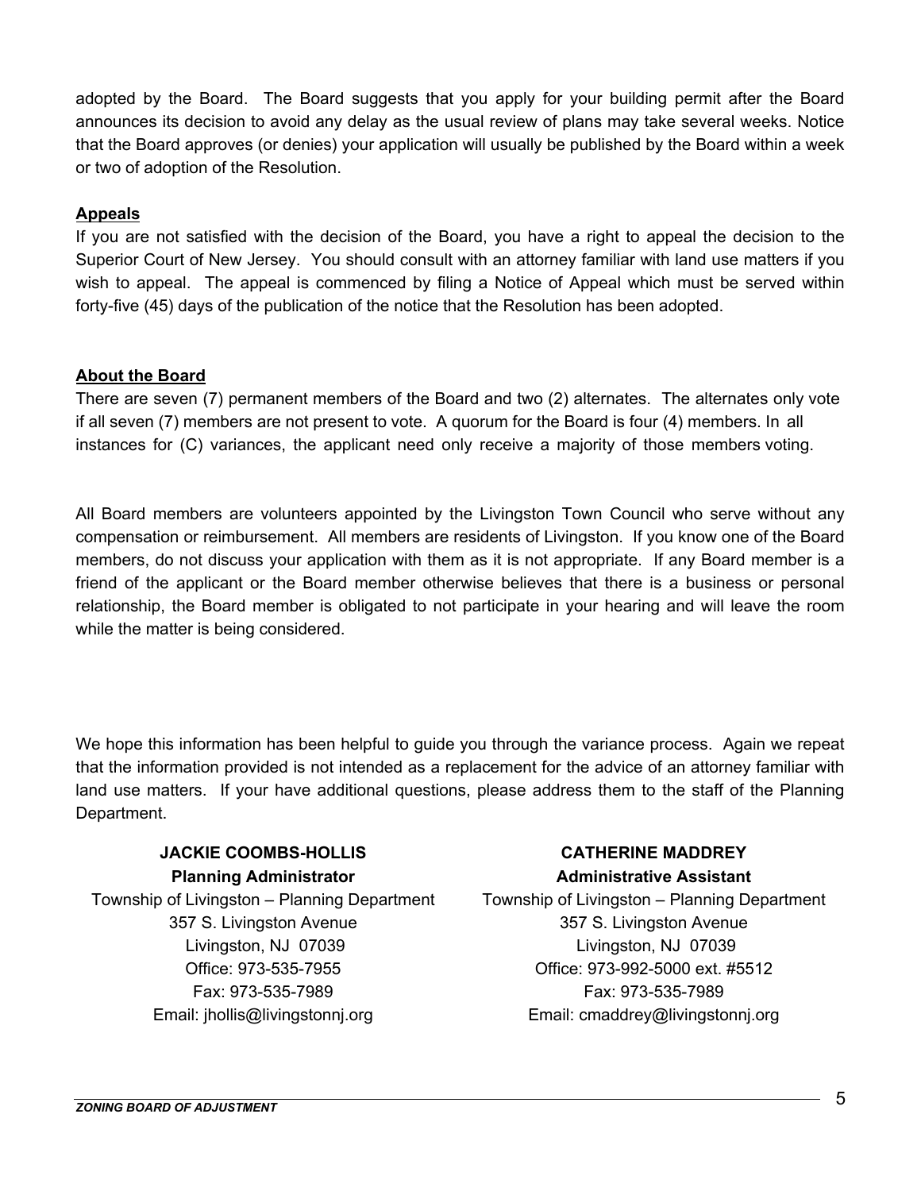adopted by the Board. The Board suggests that you apply for your building permit after the Board announces its decision to avoid any delay as the usual review of plans may take several weeks. Notice that the Board approves (or denies) your application will usually be published by the Board within a week or two of adoption of the Resolution.

## Appeals

If you are not satisfied with the decision of the Board, you have a right to appeal the decision to the Superior Court of New Jersey. You should consult with an attorney familiar with land use matters if you wish to appeal. The appeal is commenced by filing a Notice of Appeal which must be served within forty-five (45) days of the publication of the notice that the Resolution has been adopted.

## About the Board

There are seven (7) permanent members of the Board and two (2) alternates. The alternates only vote if all seven (7) members are not present to vote. A quorum for the Board is four (4) members. In all instances for (C) variances, the applicant need only receive a majority of those members voting.

All Board members are volunteers appointed by the Livingston Town Council who serve without any compensation or reimbursement. All members are residents of Livingston. If you know one of the Board members, do not discuss your application with them as it is not appropriate. If any Board member is a friend of the applicant or the Board member otherwise believes that there is a business or personal relationship, the Board member is obligated to not participate in your hearing and will leave the room while the matter is being considered.

We hope this information has been helpful to guide you through the variance process. Again we repeat that the information provided is not intended as a replacement for the advice of an attorney familiar with land use matters. If your have additional questions, please address them to the staff of the Planning Department.

**JACKIE COOMBS-HOLLIS**
**Planning Administrator**
Township of Livingston – Planning Department
357 S. Livingston Avenue
Livingston, NJ 07039
Office: 973-535-7955
Fax: 973-535-7989
Email: jhollis@livingstonnj.org

**CATHERINE MADDREY**
**Administrative Assistant**
Township of Livingston – Planning Department
357 S. Livingston Avenue
Livingston, NJ 07039
Office: 973-992-5000 ext. #5512
Fax: 973-535-7989
Email: cmaddrey@livingstonnj.org